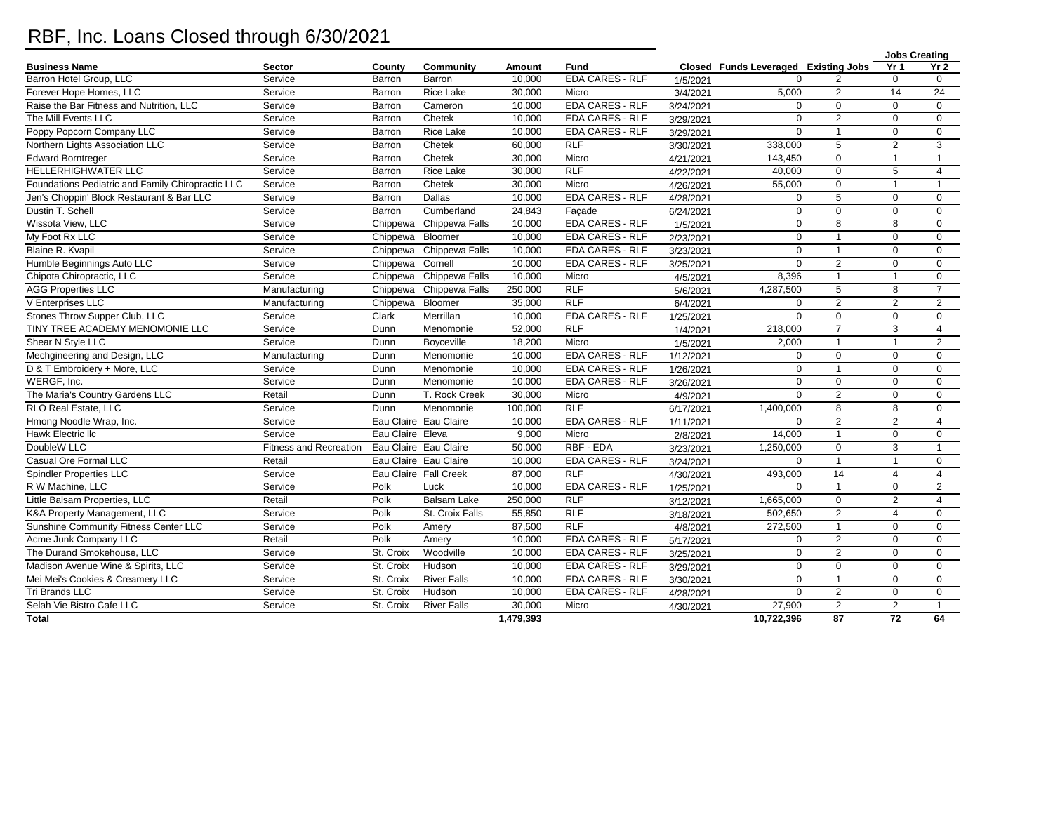# RBF, Inc. Loans Closed through 6/30/2021

| Business Name | Sector | County | Community | Amount | Fund | Closed | Funds Leveraged | Existing Jobs | Jobs Creating Yr 1 | Jobs Creating Yr 2 |
|---|---|---|---|---|---|---|---|---|---|---|
| Barron Hotel Group, LLC | Service | Barron | Barron | 10,000 | EDA CARES - RLF | 1/5/2021 | 0 | 2 | 0 | 0 |
| Forever Hope Homes, LLC | Service | Barron | Rice Lake | 30,000 | Micro | 3/4/2021 | 5,000 | 2 | 14 | 24 |
| Raise the Bar Fitness and Nutrition, LLC | Service | Barron | Cameron | 10,000 | EDA CARES - RLF | 3/24/2021 | 0 | 0 | 0 | 0 |
| The Mill Events LLC | Service | Barron | Chetek | 10,000 | EDA CARES - RLF | 3/29/2021 | 0 | 2 | 0 | 0 |
| Poppy Popcorn Company LLC | Service | Barron | Rice Lake | 10,000 | EDA CARES - RLF | 3/29/2021 | 0 | 1 | 0 | 0 |
| Northern Lights Association LLC | Service | Barron | Chetek | 60,000 | RLF | 3/30/2021 | 338,000 | 5 | 2 | 3 |
| Edward Borntreger | Service | Barron | Chetek | 30,000 | Micro | 4/21/2021 | 143,450 | 0 | 1 | 1 |
| HELLERHIGHWATER LLC | Service | Barron | Rice Lake | 30,000 | RLF | 4/22/2021 | 40,000 | 0 | 5 | 4 |
| Foundations Pediatric and Family Chiropractic LLC | Service | Barron | Chetek | 30,000 | Micro | 4/26/2021 | 55,000 | 0 | 1 | 1 |
| Jen's Choppin' Block Restaurant & Bar LLC | Service | Barron | Dallas | 10,000 | EDA CARES - RLF | 4/28/2021 | 0 | 5 | 0 | 0 |
| Dustin T. Schell | Service | Barron | Cumberland | 24,843 | Façade | 6/24/2021 | 0 | 0 | 0 | 0 |
| Wissota View, LLC | Service | Chippewa | Chippewa Falls | 10,000 | EDA CARES - RLF | 1/5/2021 | 0 | 8 | 8 | 0 |
| My Foot Rx LLC | Service | Chippewa | Bloomer | 10,000 | EDA CARES - RLF | 2/23/2021 | 0 | 1 | 0 | 0 |
| Blaine R. Kvapil | Service | Chippewa | Chippewa Falls | 10,000 | EDA CARES - RLF | 3/23/2021 | 0 | 1 | 0 | 0 |
| Humble Beginnings Auto LLC | Service | Chippewa | Cornell | 10,000 | EDA CARES - RLF | 3/25/2021 | 0 | 2 | 0 | 0 |
| Chipota Chiropractic, LLC | Service | Chippewa | Chippewa Falls | 10,000 | Micro | 4/5/2021 | 8,396 | 1 | 1 | 0 |
| AGG Properties LLC | Manufacturing | Chippewa | Chippewa Falls | 250,000 | RLF | 5/6/2021 | 4,287,500 | 5 | 8 | 7 |
| V Enterprises LLC | Manufacturing | Chippewa | Bloomer | 35,000 | RLF | 6/4/2021 | 0 | 2 | 2 | 2 |
| Stones Throw Supper Club, LLC | Service | Clark | Merrillan | 10,000 | EDA CARES - RLF | 1/25/2021 | 0 | 0 | 0 | 0 |
| TINY TREE ACADEMY MENOMONIE LLC | Service | Dunn | Menomonie | 52,000 | RLF | 1/4/2021 | 218,000 | 7 | 3 | 4 |
| Shear N Style LLC | Service | Dunn | Boyceville | 18,200 | Micro | 1/5/2021 | 2,000 | 1 | 1 | 2 |
| Mechgineering and Design, LLC | Manufacturing | Dunn | Menomonie | 10,000 | EDA CARES - RLF | 1/12/2021 | 0 | 0 | 0 | 0 |
| D & T Embroidery + More, LLC | Service | Dunn | Menomonie | 10,000 | EDA CARES - RLF | 1/26/2021 | 0 | 1 | 0 | 0 |
| WERGF, Inc. | Service | Dunn | Menomonie | 10,000 | EDA CARES - RLF | 3/26/2021 | 0 | 0 | 0 | 0 |
| The Maria's Country Gardens LLC | Retail | Dunn | T. Rock Creek | 30,000 | Micro | 4/9/2021 | 0 | 2 | 0 | 0 |
| RLO Real Estate, LLC | Service | Dunn | Menomonie | 100,000 | RLF | 6/17/2021 | 1,400,000 | 8 | 8 | 0 |
| Hmong Noodle Wrap, Inc. | Service | Eau Claire | Eau Claire | 10,000 | EDA CARES - RLF | 1/11/2021 | 0 | 2 | 2 | 4 |
| Hawk Electric llc | Service | Eau Claire | Eleva | 9,000 | Micro | 2/8/2021 | 14,000 | 1 | 0 | 0 |
| DoubleW LLC | Fitness and Recreation | Eau Claire | Eau Claire | 50,000 | RBF - EDA | 3/23/2021 | 1,250,000 | 0 | 3 | 1 |
| Casual Ore Formal LLC | Retail | Eau Claire | Eau Claire | 10,000 | EDA CARES - RLF | 3/24/2021 | 0 | 1 | 1 | 0 |
| Spindler Properties LLC | Service | Eau Claire | Fall Creek | 87,000 | RLF | 4/30/2021 | 493,000 | 14 | 4 | 4 |
| R W Machine, LLC | Service | Polk | Luck | 10,000 | EDA CARES - RLF | 1/25/2021 | 0 | 1 | 0 | 2 |
| Little Balsam Properties, LLC | Retail | Polk | Balsam Lake | 250,000 | RLF | 3/12/2021 | 1,665,000 | 0 | 2 | 4 |
| K&A Property Management, LLC | Service | Polk | St. Croix Falls | 55,850 | RLF | 3/18/2021 | 502,650 | 2 | 4 | 0 |
| Sunshine Community Fitness Center LLC | Service | Polk | Amery | 87,500 | RLF | 4/8/2021 | 272,500 | 1 | 0 | 0 |
| Acme Junk Company LLC | Retail | Polk | Amery | 10,000 | EDA CARES - RLF | 5/17/2021 | 0 | 2 | 0 | 0 |
| The Durand Smokehouse, LLC | Service | St. Croix | Woodville | 10,000 | EDA CARES - RLF | 3/25/2021 | 0 | 2 | 0 | 0 |
| Madison Avenue Wine & Spirits, LLC | Service | St. Croix | Hudson | 10,000 | EDA CARES - RLF | 3/29/2021 | 0 | 0 | 0 | 0 |
| Mei Mei's Cookies & Creamery LLC | Service | St. Croix | River Falls | 10,000 | EDA CARES - RLF | 3/30/2021 | 0 | 1 | 0 | 0 |
| Tri Brands LLC | Service | St. Croix | Hudson | 10,000 | EDA CARES - RLF | 4/28/2021 | 0 | 2 | 0 | 0 |
| Selah Vie Bistro Cafe LLC | Service | St. Croix | River Falls | 30,000 | Micro | 4/30/2021 | 27,900 | 2 | 2 | 1 |
| **Total** | | | | **1,479,393** | | | **10,722,396** | **87** | **72** | **64** |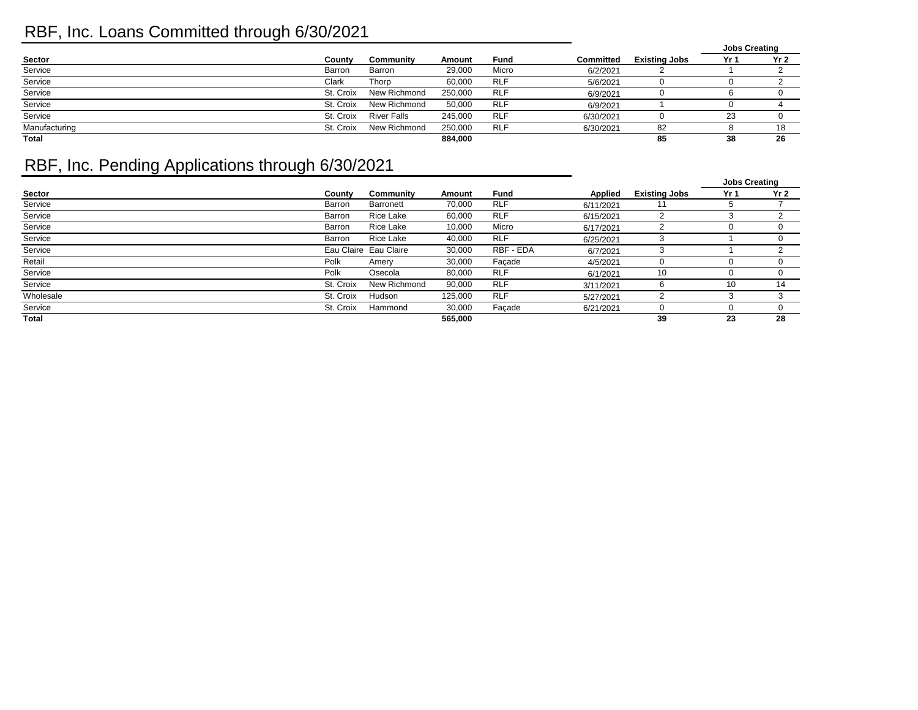# RBF, Inc. Loans Committed through 6/30/2021

| | | | | | | | Jobs Creating | |
|---|---|---|---|---|---|---|---|---|
| **Sector** | **County** | **Community** | **Amount** | **Fund** | **Committed** | **Existing Jobs** | **Yr 1** | **Yr 2** |
| Service | Barron | Barron | 29,000 | Micro | 6/2/2021 | 2 | 1 | 2 |
| Service | Clark | Thorp | 60,000 | RLF | 5/6/2021 | 0 | 0 | 2 |
| Service | St. Croix | New Richmond | 250,000 | RLF | 6/9/2021 | 0 | 6 | 0 |
| Service | St. Croix | New Richmond | 50,000 | RLF | 6/9/2021 | 1 | 0 | 4 |
| Service | St. Croix | River Falls | 245,000 | RLF | 6/30/2021 | 0 | 23 | 0 |
| Manufacturing | St. Croix | New Richmond | 250,000 | RLF | 6/30/2021 | 82 | 8 | 18 |
| **Total** | | | **884,000** | | | **85** | **38** | **26** |

# RBF, Inc. Pending Applications through 6/30/2021

| | | | | | | | Jobs Creating | |
|---|---|---|---|---|---|---|---|---|
| **Sector** | **County** | **Community** | **Amount** | **Fund** | **Applied** | **Existing Jobs** | **Yr 1** | **Yr 2** |
| Service | Barron | Barronett | 70,000 | RLF | 6/11/2021 | 11 | 5 | 7 |
| Service | Barron | Rice Lake | 60,000 | RLF | 6/15/2021 | 2 | 3 | 2 |
| Service | Barron | Rice Lake | 10,000 | Micro | 6/17/2021 | 2 | 0 | 0 |
| Service | Barron | Rice Lake | 40,000 | RLF | 6/25/2021 | 3 | 1 | 0 |
| Service | Eau Claire | Eau Claire | 30,000 | RBF - EDA | 6/7/2021 | 3 | 1 | 2 |
| Retail | Polk | Amery | 30,000 | Façade | 4/5/2021 | 0 | 0 | 0 |
| Service | Polk | Osecola | 80,000 | RLF | 6/1/2021 | 10 | 0 | 0 |
| Service | St. Croix | New Richmond | 90,000 | RLF | 3/11/2021 | 6 | 10 | 14 |
| Wholesale | St. Croix | Hudson | 125,000 | RLF | 5/27/2021 | 2 | 3 | 3 |
| Service | St. Croix | Hammond | 30,000 | Façade | 6/21/2021 | 0 | 0 | 0 |
| **Total** | | | **565,000** | | | **39** | **23** | **28** |